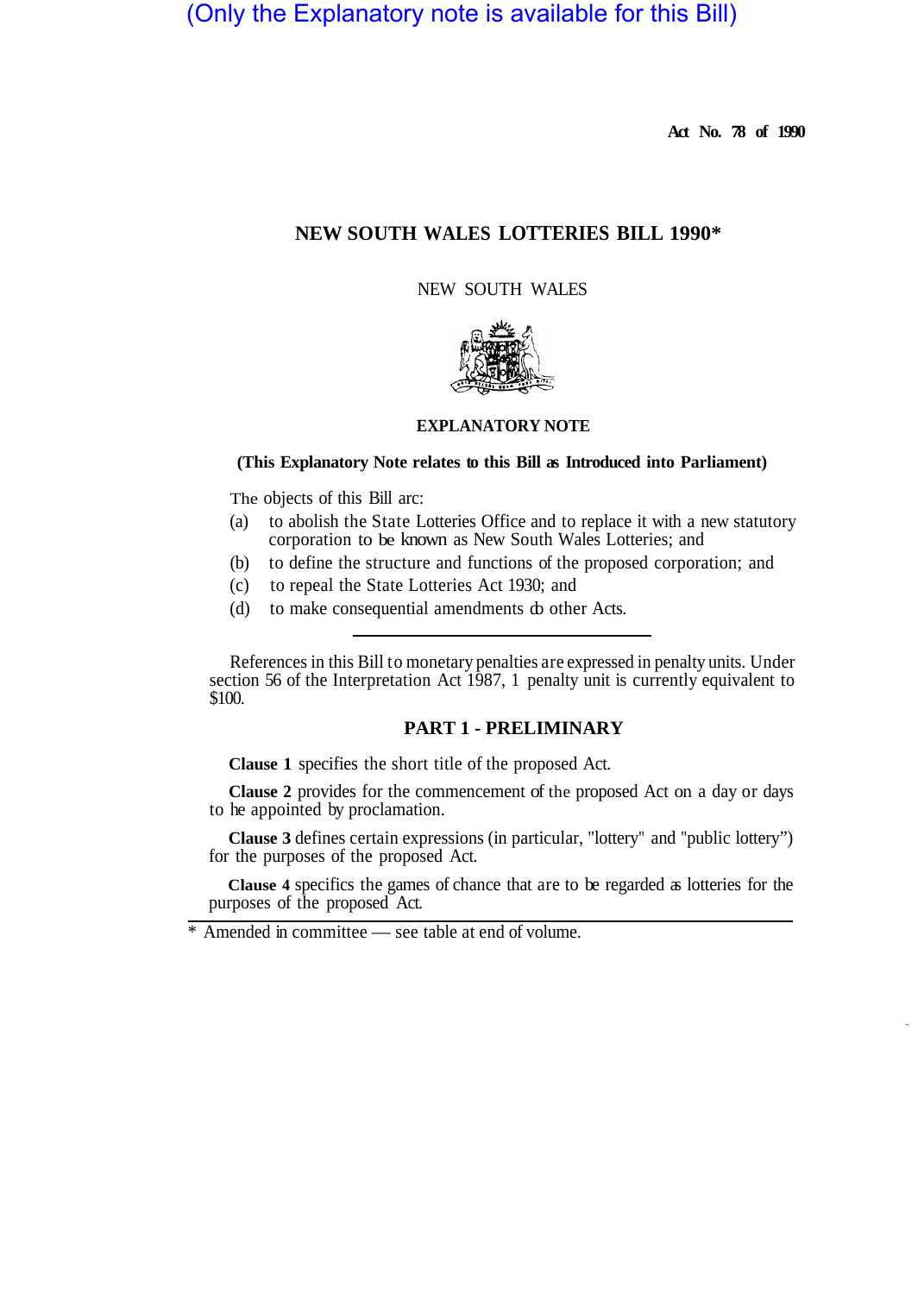(Only the Explanatory note is available for this Bill)

**Act No. 78 of 1990**

# NEW SOUTH WALES LOTTERIES BILL 1990*

NEW SOUTH WALES

## EXPLANATORY NOTE

**(This Explanatory Note relates to this Bill as Introduced into Parliament)**

The objects of this Bill arc:

(a) to abolish the State Lotteries Office and to replace it with a new statutory corporation to be known as New South Wales Lotteries; and

(b) to define the structure and functions of the proposed corporation; and

(c) to repeal the State Lotteries Act 1930; and

(d) to make consequential amendments do other Acts.

---

References in this Bill to monetary penalties are expressed in penalty units. Under section 56 of the Interpretation Act 1987, 1 penalty unit is currently equivalent to $100.

## PART 1 - PRELIMINARY

**Clause 1** specifies the short title of the proposed Act.

**Clause 2** provides for the commencement of the proposed Act on a day or days to he appointed by proclamation.

**Clause 3** defines certain expressions (in particular, "lottery" and "public lottery") for the purposes of the proposed Act.

**Clause 4** specifics the games of chance that are to be regarded as lotteries for the purposes of the proposed Act.

---

* Amended in committee — see table at end of volume.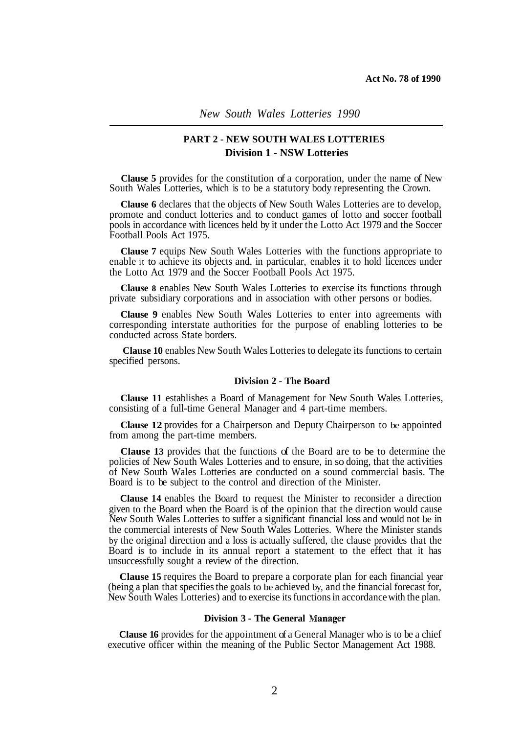## PART 2 - NEW SOUTH WALES LOTTERIES

### Division 1 - NSW Lotteries

**Clause 5** provides for the constitution of a corporation, under the name of New South Wales Lotteries, which is to be a statutory body representing the Crown.

**Clause 6** declares that the objects of New South Wales Lotteries are to develop, promote and conduct lotteries and to conduct games of lotto and soccer football pools in accordance with licences held by it under the Lotto Act 1979 and the Soccer Football Pools Act 1975.

**Clause 7** equips New South Wales Lotteries with the functions appropriate to enable it to achieve its objects and, in particular, enables it to hold licences under the Lotto Act 1979 and the Soccer Football Pools Act 1975.

**Clause 8** enables New South Wales Lotteries to exercise its functions through private subsidiary corporations and in association with other persons or bodies.

**Clause 9** enables New South Wales Lotteries to enter into agreements with corresponding interstate authorities for the purpose of enabling lotteries to be conducted across State borders.

**Clause 10** enables New South Wales Lotteries to delegate its functions to certain specified persons.

### Division 2 - The Board

**Clause 11** establishes a Board of Management for New South Wales Lotteries, consisting of a full-time General Manager and 4 part-time members.

**Clause 12** provides for a Chairperson and Deputy Chairperson to be appointed from among the part-time members.

**Clause 13** provides that the functions of the Board are to be to determine the policies of New South Wales Lotteries and to ensure, in so doing, that the activities of New South Wales Lotteries are conducted on a sound commercial basis. The Board is to be subject to the control and direction of the Minister.

**Clause 14** enables the Board to request the Minister to reconsider a direction given to the Board when the Board is of the opinion that the direction would cause New South Wales Lotteries to suffer a significant financial loss and would not be in the commercial interests of New South Wales Lotteries. Where the Minister stands by the original direction and a loss is actually suffered, the clause provides that the Board is to include in its annual report a statement to the effect that it has unsuccessfully sought a review of the direction.

**Clause 15** requires the Board to prepare a corporate plan for each financial year (being a plan that specifies the goals to be achieved by, and the financial forecast for, New South Wales Lotteries) and to exercise its functions in accordance with the plan.

### Division 3 - The General Manager

**Clause 16** provides for the appointment of a General Manager who is to be a chief executive officer within the meaning of the Public Sector Management Act 1988.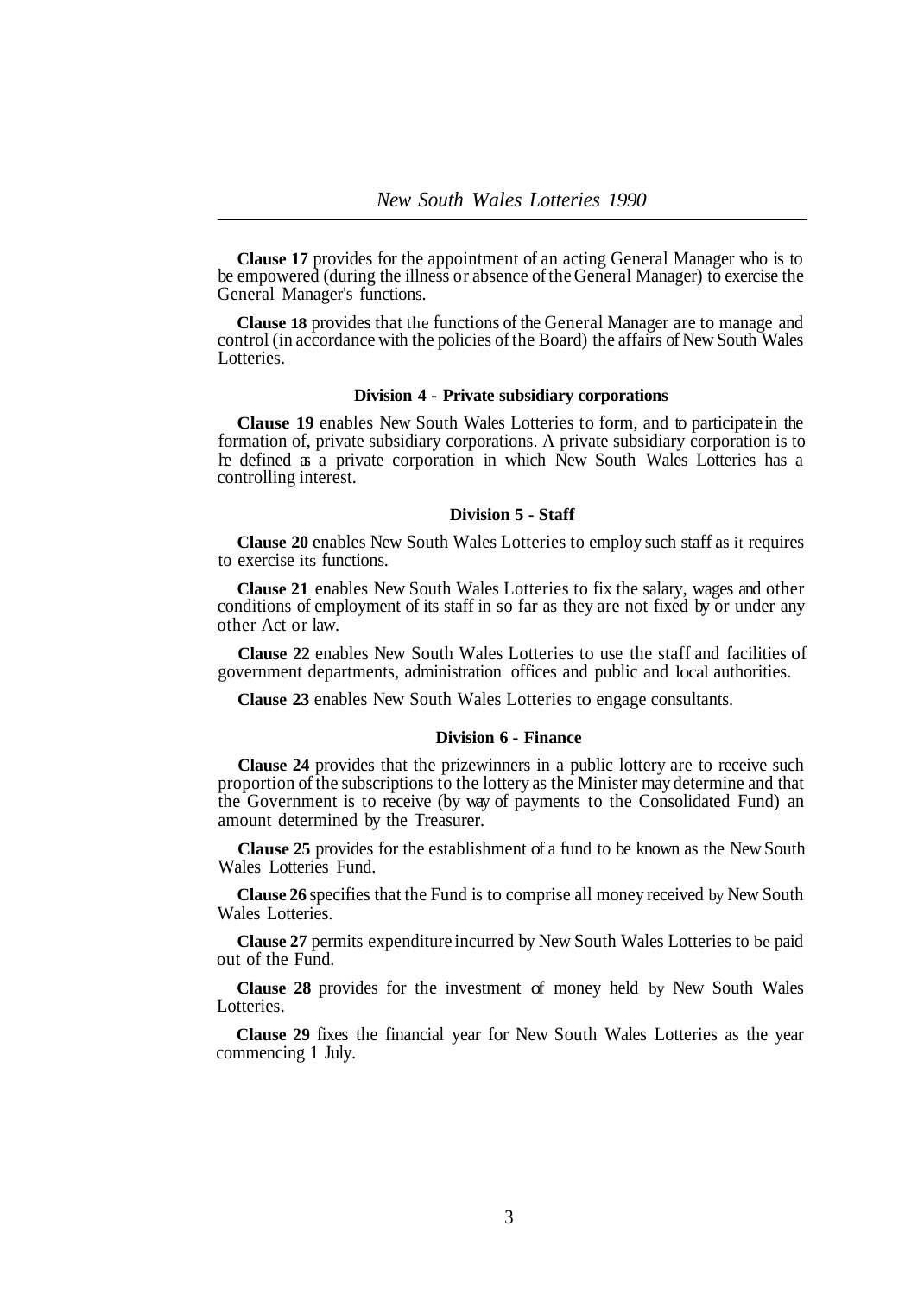**Clause 17** provides for the appointment of an acting General Manager who is to be empowered (during the illness or absence of the General Manager) to exercise the General Manager's functions.

**Clause 18** provides that the functions of the General Manager are to manage and control (in accordance with the policies of the Board) the affairs of New South Wales Lotteries.

### Division 4 - Private subsidiary corporations

**Clause 19** enables New South Wales Lotteries to form, and to participate in the formation of, private subsidiary corporations. A private subsidiary corporation is to be defined as a private corporation in which New South Wales Lotteries has a controlling interest.

### Division 5 - Staff

**Clause 20** enables New South Wales Lotteries to employ such staff as it requires to exercise its functions.

**Clause 21** enables New South Wales Lotteries to fix the salary, wages and other conditions of employment of its staff in so far as they are not fixed by or under any other Act or law.

**Clause 22** enables New South Wales Lotteries to use the staff and facilities of government departments, administration offices and public and local authorities.

**Clause 23** enables New South Wales Lotteries to engage consultants.

### Division 6 - Finance

**Clause 24** provides that the prizewinners in a public lottery are to receive such proportion of the subscriptions to the lottery as the Minister may determine and that the Government is to receive (by way of payments to the Consolidated Fund) an amount determined by the Treasurer.

**Clause 25** provides for the establishment of a fund to be known as the New South Wales Lotteries Fund.

**Clause 26** specifies that the Fund is to comprise all money received by New South Wales Lotteries.

**Clause 27** permits expenditure incurred by New South Wales Lotteries to be paid out of the Fund.

**Clause 28** provides for the investment of money held by New South Wales Lotteries.

**Clause 29** fixes the financial year for New South Wales Lotteries as the year commencing 1 July.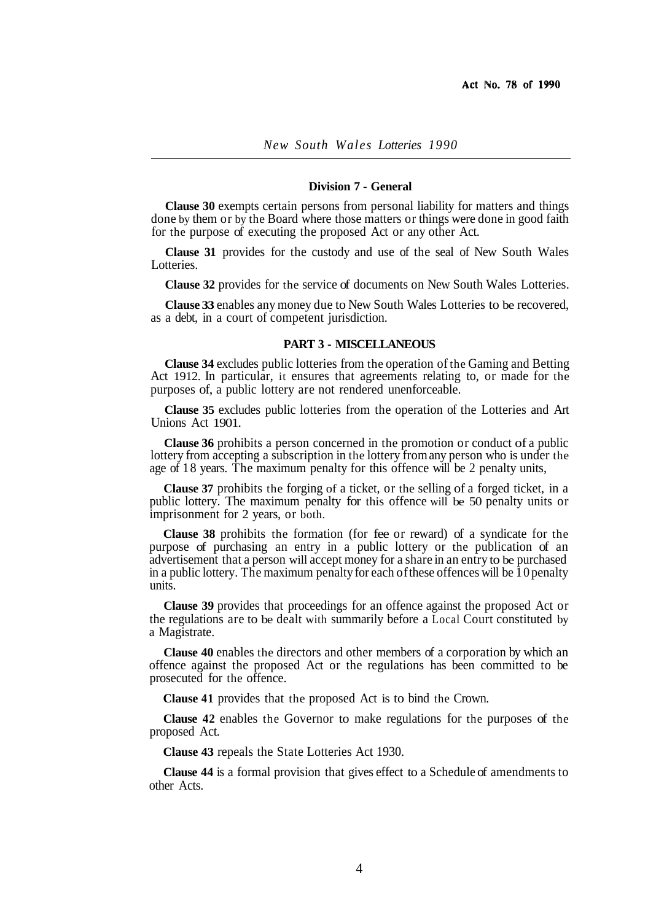#### Division 7 - General

**Clause 30** exempts certain persons from personal liability for matters and things done by them or by the Board where those matters or things were done in good faith for the purpose of executing the proposed Act or any other Act.

**Clause 31** provides for the custody and use of the seal of New South Wales Lotteries.

**Clause 32** provides for the service of documents on New South Wales Lotteries.

**Clause 33** enables any money due to New South Wales Lotteries to be recovered, as a debt, in a court of competent jurisdiction.

#### PART 3 - MISCELLANEOUS

**Clause 34** excludes public lotteries from the operation of the Gaming and Betting Act 1912. In particular, it ensures that agreements relating to, or made for the purposes of, a public lottery are not rendered unenforceable.

**Clause 35** excludes public lotteries from the operation of the Lotteries and Art Unions Act 1901.

**Clause 36** prohibits a person concerned in the promotion or conduct of a public lottery from accepting a subscription in the lottery from any person who is under the age of 18 years. The maximum penalty for this offence will be 2 penalty units,

**Clause 37** prohibits the forging of a ticket, or the selling of a forged ticket, in a public lottery. The maximum penalty for this offence will be 50 penalty units or imprisonment for 2 years, or both.

**Clause 38** prohibits the formation (for fee or reward) of a syndicate for the purpose of purchasing an entry in a public lottery or the publication of an advertisement that a person will accept money for a share in an entry to be purchased in a public lottery. The maximum penalty for each of these offences will be 10 penalty units.

**Clause 39** provides that proceedings for an offence against the proposed Act or the regulations are to be dealt with summarily before a Local Court constituted by a Magistrate.

**Clause 40** enables the directors and other members of a corporation by which an offence against the proposed Act or the regulations has been committed to be prosecuted for the offence.

**Clause 41** provides that the proposed Act is to bind the Crown.

**Clause 42** enables the Governor to make regulations for the purposes of the proposed Act.

**Clause 43** repeals the State Lotteries Act 1930.

**Clause 44** is a formal provision that gives effect to a Schedule of amendments to other Acts.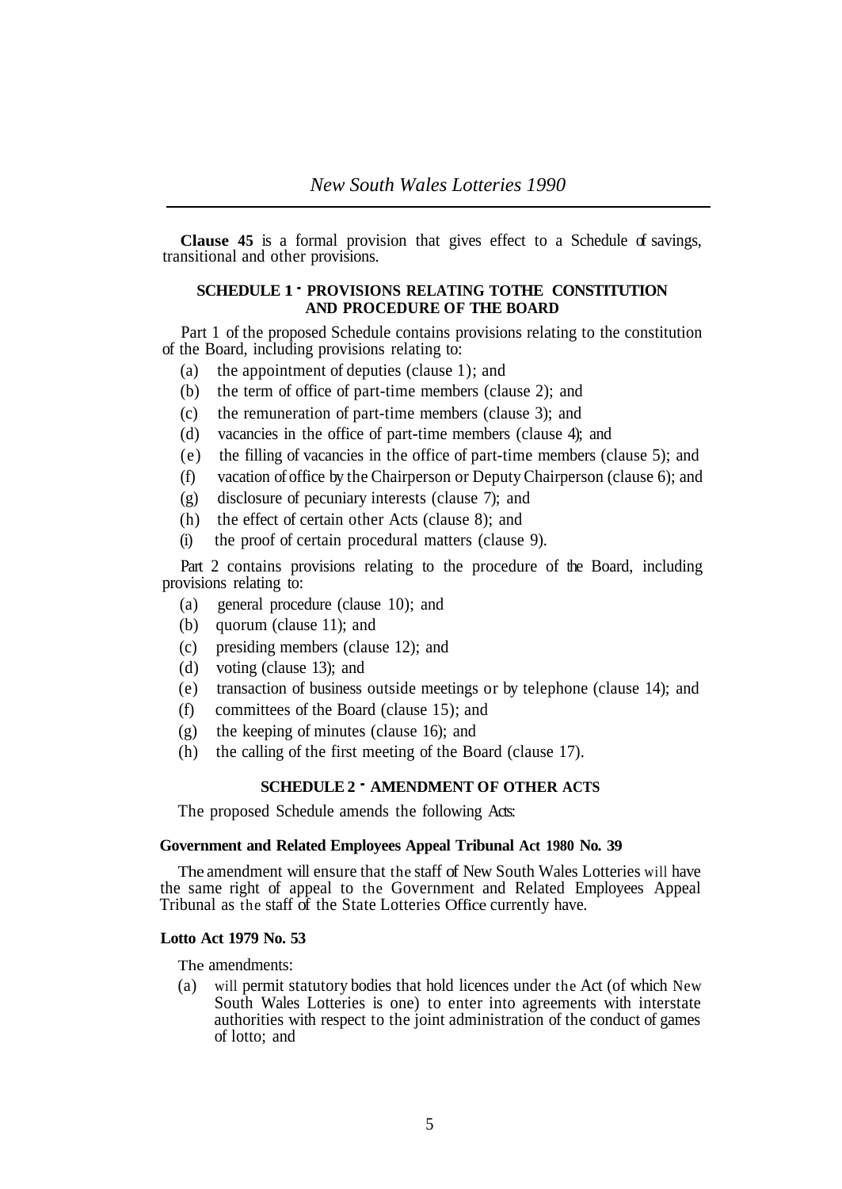**Clause 45** is a formal provision that gives effect to a Schedule of savings, transitional and other provisions.

### SCHEDULE 1 - PROVISIONS RELATING TOTHE CONSTITUTION AND PROCEDURE OF THE BOARD

Part 1 of the proposed Schedule contains provisions relating to the constitution of the Board, including provisions relating to:

(a) the appointment of deputies (clause 1); and

(b) the term of office of part-time members (clause 2); and

(c) the remuneration of part-time members (clause 3); and

(d) vacancies in the office of part-time members (clause 4); and

(e) the filling of vacancies in the office of part-time members (clause 5); and

(f) vacation of office by the Chairperson or Deputy Chairperson (clause 6); and

(g) disclosure of pecuniary interests (clause 7); and

(h) the effect of certain other Acts (clause 8); and

(i) the proof of certain procedural matters (clause 9).

Part 2 contains provisions relating to the procedure of the Board, including provisions relating to:

(a) general procedure (clause 10); and

(b) quorum (clause 11); and

(c) presiding members (clause 12); and

(d) voting (clause 13); and

(e) transaction of business outside meetings or by telephone (clause 14); and

(f) committees of the Board (clause 15); and

(g) the keeping of minutes (clause 16); and

(h) the calling of the first meeting of the Board (clause 17).

### SCHEDULE 2 - AMENDMENT OF OTHER ACTS

The proposed Schedule amends the following Acts:

**Government and Related Employees Appeal Tribunal Act 1980 No. 39**

The amendment will ensure that the staff of New South Wales Lotteries will have the same right of appeal to the Government and Related Employees Appeal Tribunal as the staff of the State Lotteries Office currently have.

**Lotto Act 1979 No. 53**

The amendments:

(a) will permit statutory bodies that hold licences under the Act (of which New South Wales Lotteries is one) to enter into agreements with interstate authorities with respect to the joint administration of the conduct of games of lotto; and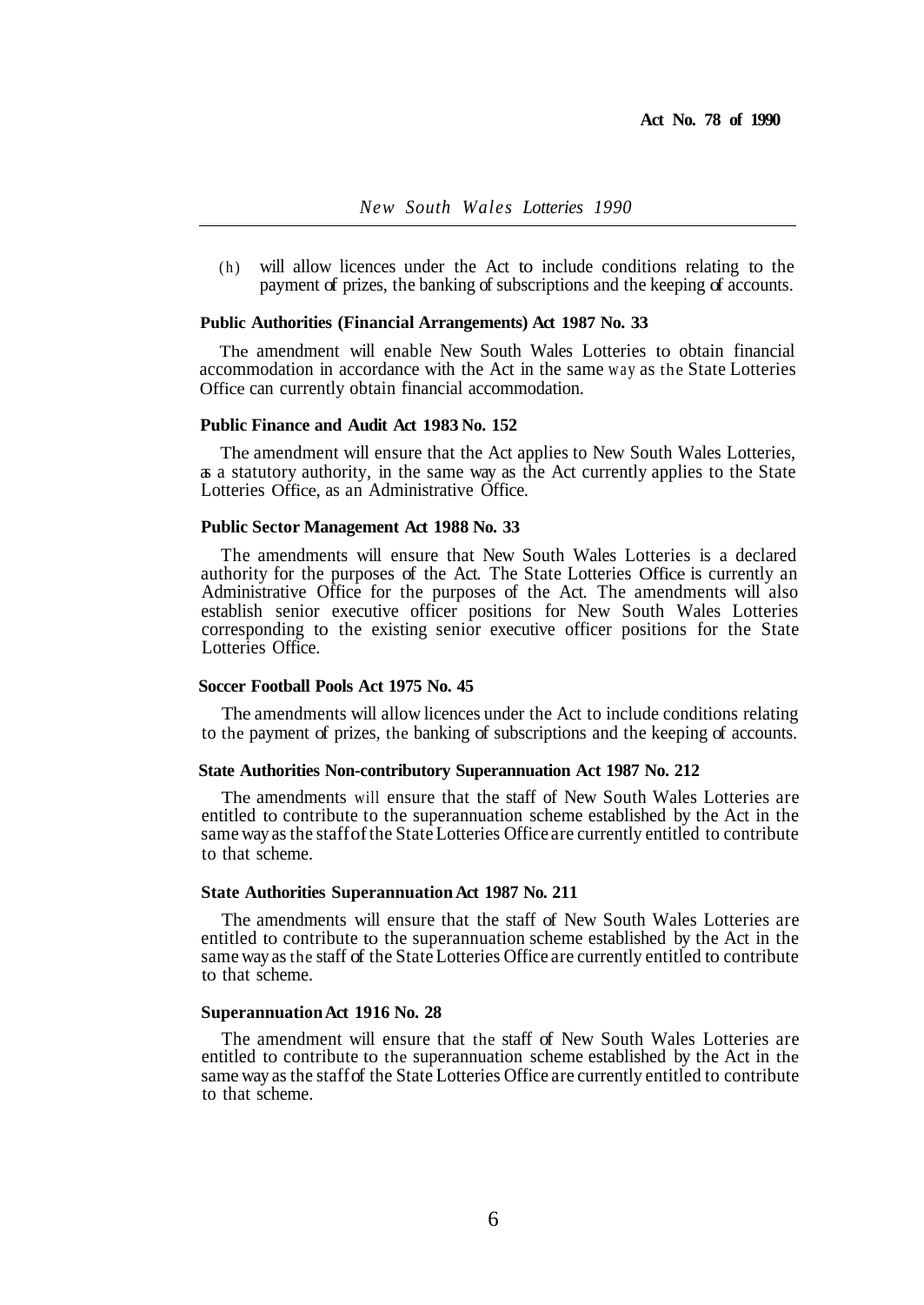(h) will allow licences under the Act to include conditions relating to the payment of prizes, the banking of subscriptions and the keeping of accounts.

**Public Authorities (Financial Arrangements) Act 1987 No. 33**

The amendment will enable New South Wales Lotteries to obtain financial accommodation in accordance with the Act in the same way as the State Lotteries Office can currently obtain financial accommodation.

**Public Finance and Audit Act 1983 No. 152**

The amendment will ensure that the Act applies to New South Wales Lotteries, as a statutory authority, in the same way as the Act currently applies to the State Lotteries Office, as an Administrative Office.

**Public Sector Management Act 1988 No. 33**

The amendments will ensure that New South Wales Lotteries is a declared authority for the purposes of the Act. The State Lotteries Office is currently an Administrative Office for the purposes of the Act. The amendments will also establish senior executive officer positions for New South Wales Lotteries corresponding to the existing senior executive officer positions for the State Lotteries Office.

**Soccer Football Pools Act 1975 No. 45**

The amendments will allow licences under the Act to include conditions relating to the payment of prizes, the banking of subscriptions and the keeping of accounts.

**State Authorities Non-contributory Superannuation Act 1987 No. 212**

The amendments will ensure that the staff of New South Wales Lotteries are entitled to contribute to the superannuation scheme established by the Act in the same way as the staff of the State Lotteries Office are currently entitled to contribute to that scheme.

**State Authorities Superannuation Act 1987 No. 211**

The amendments will ensure that the staff of New South Wales Lotteries are entitled to contribute to the superannuation scheme established by the Act in the same way as the staff of the State Lotteries Office are currently entitled to contribute to that scheme.

**Superannuation Act 1916 No. 28**

The amendment will ensure that the staff of New South Wales Lotteries are entitled to contribute to the superannuation scheme established by the Act in the same way as the staff of the State Lotteries Office are currently entitled to contribute to that scheme.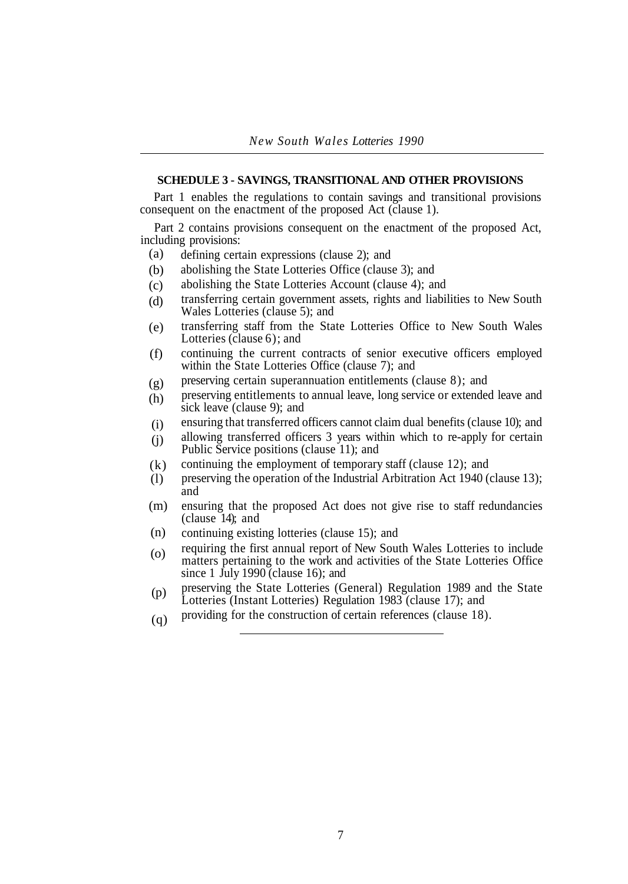**SCHEDULE 3 - SAVINGS, TRANSITIONAL AND OTHER PROVISIONS**

Part 1 enables the regulations to contain savings and transitional provisions consequent on the enactment of the proposed Act (clause 1).

Part 2 contains provisions consequent on the enactment of the proposed Act, including provisions:

- (a) defining certain expressions (clause 2); and
- (b) abolishing the State Lotteries Office (clause 3); and
- (c) abolishing the State Lotteries Account (clause 4); and
- (d) transferring certain government assets, rights and liabilities to New South Wales Lotteries (clause 5); and
- (e) transferring staff from the State Lotteries Office to New South Wales Lotteries (clause 6); and
- (f) continuing the current contracts of senior executive officers employed within the State Lotteries Office (clause 7); and
- (g) preserving certain superannuation entitlements (clause 8); and
- (h) preserving entitlements to annual leave, long service or extended leave and sick leave (clause 9); and
- (i) ensuring that transferred officers cannot claim dual benefits (clause 10); and
- (j) allowing transferred officers 3 years within which to re-apply for certain Public Service positions (clause 11); and
- (k) continuing the employment of temporary staff (clause 12); and
- (l) preserving the operation of the Industrial Arbitration Act 1940 (clause 13); and
- (m) ensuring that the proposed Act does not give rise to staff redundancies (clause 14); and
- (n) continuing existing lotteries (clause 15); and
- (o) requiring the first annual report of New South Wales Lotteries to include matters pertaining to the work and activities of the State Lotteries Office since 1 July 1990 (clause 16); and
- (p) preserving the State Lotteries (General) Regulation 1989 and the State Lotteries (Instant Lotteries) Regulation 1983 (clause 17); and
- (q) providing for the construction of certain references (clause 18).